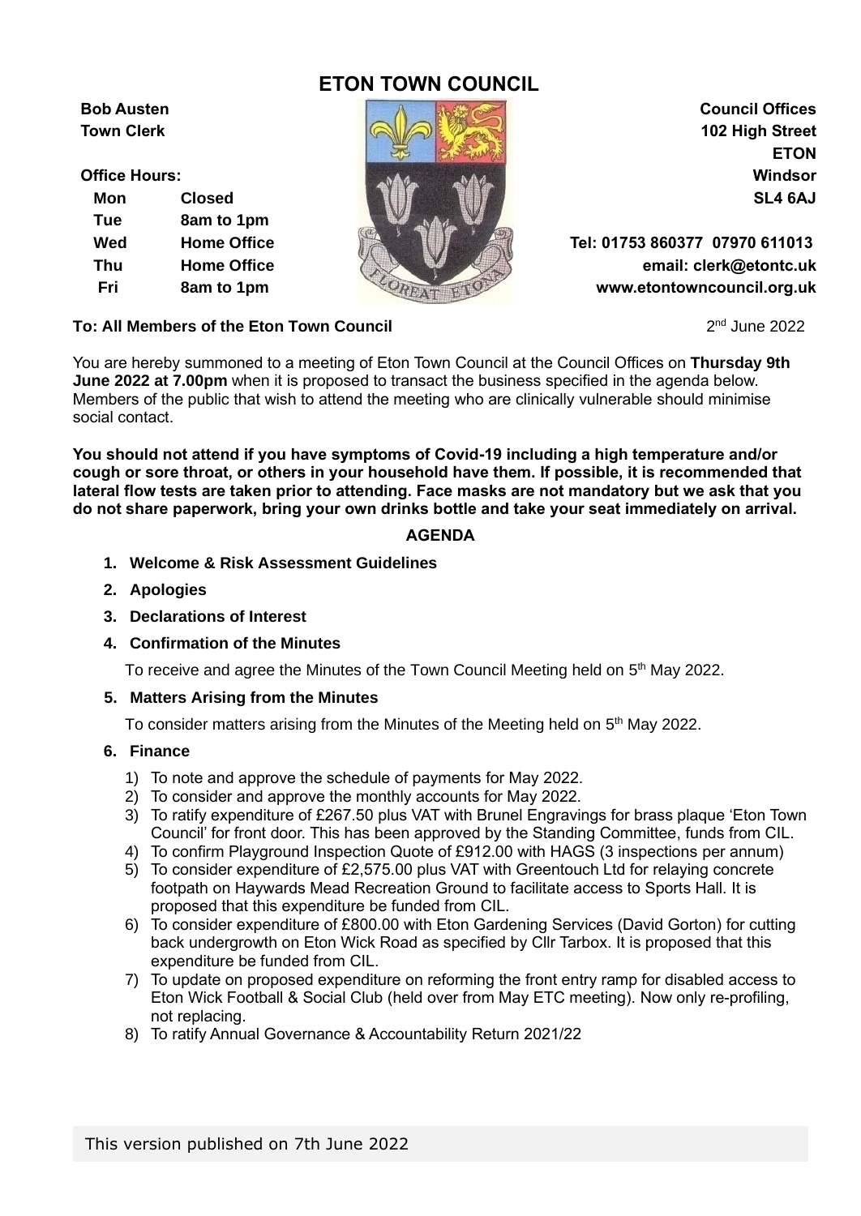# ETON TOWN COUNCIL

**Bob Austen**
**Town Clerk**

**Office Hours:**

| | |
|---|---|
| **Mon** | **Closed** |
| **Tue** | **8am to 1pm** |
| **Wed** | **Home Office** |
| **Thu** | **Home Office** |
| **Fri** | **8am to 1pm** |

**Council Offices**
**102 High Street**
**ETON**
**Windsor**
**SL4 6AJ**

**Tel: 01753 860377 07970 611013**
**email: clerk@etontc.uk**
**www.etontowncouncil.org.uk**

**To: All Members of the Eton Town Council** 2nd June 2022

You are hereby summoned to a meeting of Eton Town Council at the Council Offices on **Thursday 9th June 2022 at 7.00pm** when it is proposed to transact the business specified in the agenda below. Members of the public that wish to attend the meeting who are clinically vulnerable should minimise social contact.

**You should not attend if you have symptoms of Covid-19 including a high temperature and/or cough or sore throat, or others in your household have them. If possible, it is recommended that lateral flow tests are taken prior to attending. Face masks are not mandatory but we ask that you do not share paperwork, bring your own drinks bottle and take your seat immediately on arrival.**

## AGENDA

1. **Welcome & Risk Assessment Guidelines**
2. **Apologies**
3. **Declarations of Interest**
4. **Confirmation of the Minutes**

   To receive and agree the Minutes of the Town Council Meeting held on 5th May 2022.

5. **Matters Arising from the Minutes**

   To consider matters arising from the Minutes of the Meeting held on 5th May 2022.

6. **Finance**
   1) To note and approve the schedule of payments for May 2022.
   2) To consider and approve the monthly accounts for May 2022.
   3) To ratify expenditure of £267.50 plus VAT with Brunel Engravings for brass plaque 'Eton Town Council' for front door. This has been approved by the Standing Committee, funds from CIL.
   4) To confirm Playground Inspection Quote of £912.00 with HAGS (3 inspections per annum)
   5) To consider expenditure of £2,575.00 plus VAT with Greentouch Ltd for relaying concrete footpath on Haywards Mead Recreation Ground to facilitate access to Sports Hall. It is proposed that this expenditure be funded from CIL.
   6) To consider expenditure of £800.00 with Eton Gardening Services (David Gorton) for cutting back undergrowth on Eton Wick Road as specified by Cllr Tarbox. It is proposed that this expenditure be funded from CIL.
   7) To update on proposed expenditure on reforming the front entry ramp for disabled access to Eton Wick Football & Social Club (held over from May ETC meeting). Now only re-profiling, not replacing.
   8) To ratify Annual Governance & Accountability Return 2021/22

This version published on 7th June 2022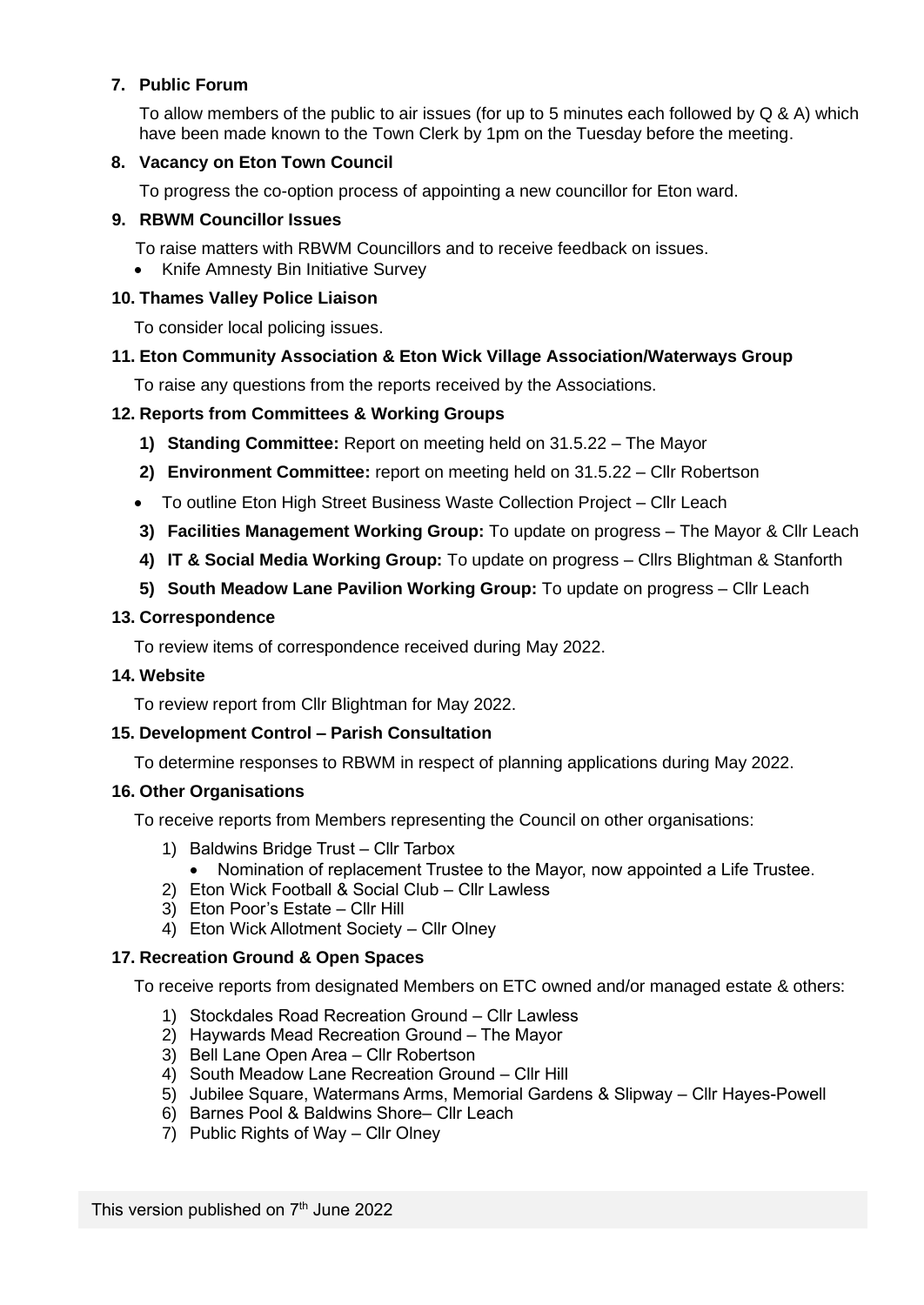### 7. Public Forum

To allow members of the public to air issues (for up to 5 minutes each followed by Q & A) which have been made known to the Town Clerk by 1pm on the Tuesday before the meeting.

### 8. Vacancy on Eton Town Council

To progress the co-option process of appointing a new councillor for Eton ward.

### 9. RBWM Councillor Issues

To raise matters with RBWM Councillors and to receive feedback on issues.

- Knife Amnesty Bin Initiative Survey

### 10. Thames Valley Police Liaison

To consider local policing issues.

### 11. Eton Community Association & Eton Wick Village Association/Waterways Group

To raise any questions from the reports received by the Associations.

### 12. Reports from Committees & Working Groups

1) **Standing Committee:** Report on meeting held on 31.5.22 – The Mayor
2) **Environment Committee:** report on meeting held on 31.5.22 – Cllr Robertson
   - To outline Eton High Street Business Waste Collection Project – Cllr Leach
3) **Facilities Management Working Group:** To update on progress – The Mayor & Cllr Leach
4) **IT & Social Media Working Group:** To update on progress – Cllrs Blightman & Stanforth
5) **South Meadow Lane Pavilion Working Group:** To update on progress – Cllr Leach

### 13. Correspondence

To review items of correspondence received during May 2022.

### 14. Website

To review report from Cllr Blightman for May 2022.

### 15. Development Control – Parish Consultation

To determine responses to RBWM in respect of planning applications during May 2022.

### 16. Other Organisations

To receive reports from Members representing the Council on other organisations:

1) Baldwins Bridge Trust – Cllr Tarbox
   - Nomination of replacement Trustee to the Mayor, now appointed a Life Trustee.
2) Eton Wick Football & Social Club – Cllr Lawless
3) Eton Poor's Estate – Cllr Hill
4) Eton Wick Allotment Society – Cllr Olney

### 17. Recreation Ground & Open Spaces

To receive reports from designated Members on ETC owned and/or managed estate & others:

1) Stockdales Road Recreation Ground – Cllr Lawless
2) Haywards Mead Recreation Ground – The Mayor
3) Bell Lane Open Area – Cllr Robertson
4) South Meadow Lane Recreation Ground – Cllr Hill
5) Jubilee Square, Watermans Arms, Memorial Gardens & Slipway – Cllr Hayes-Powell
6) Barnes Pool & Baldwins Shore– Cllr Leach
7) Public Rights of Way – Cllr Olney

This version published on 7th June 2022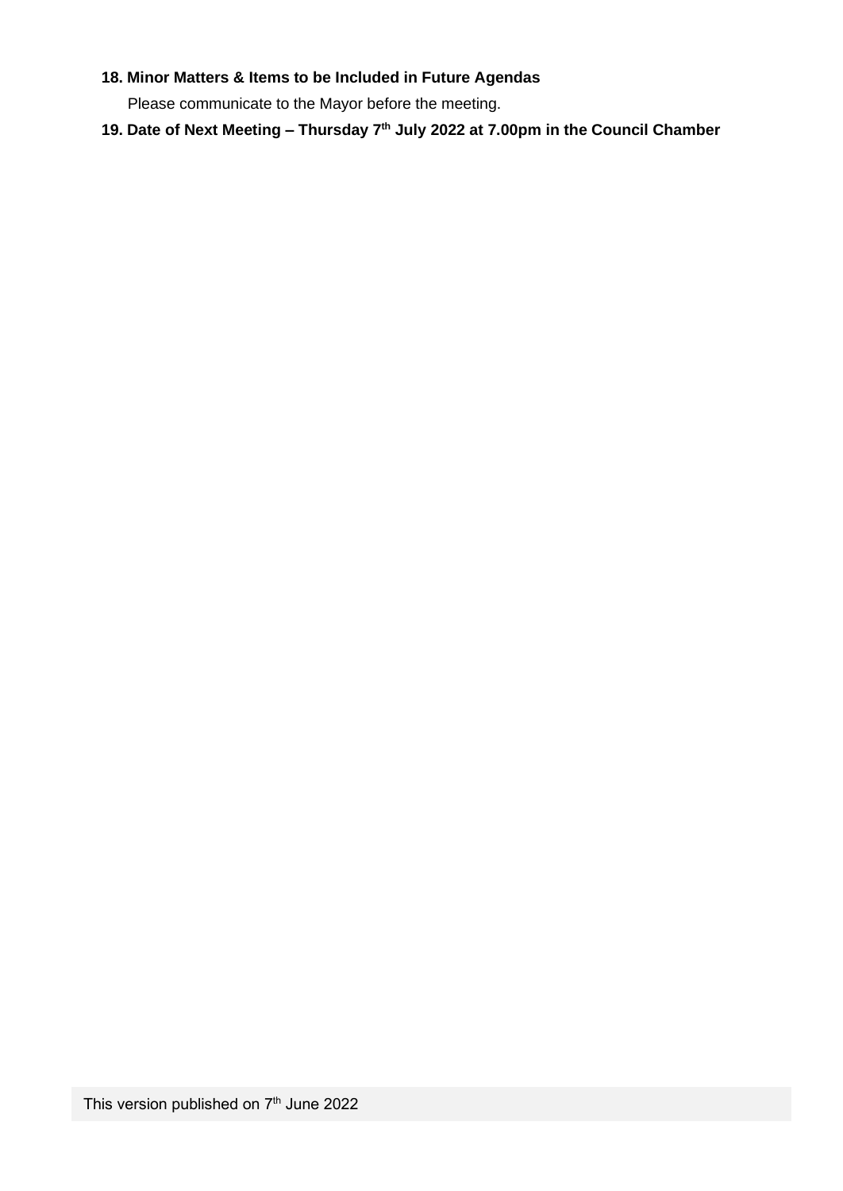**18. Minor Matters & Items to be Included in Future Agendas**

Please communicate to the Mayor before the meeting.

**19. Date of Next Meeting – Thursday 7th July 2022 at 7.00pm in the Council Chamber**

This version published on 7th June 2022